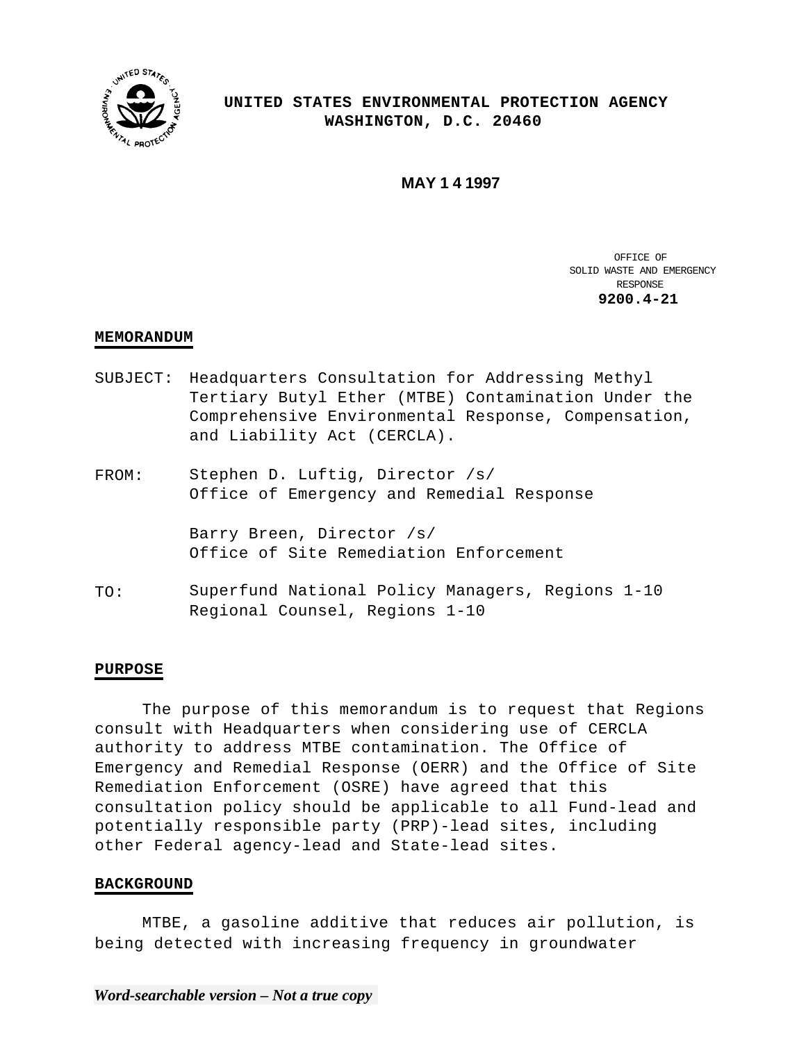**UNITED STATES ENVIRONMENTAL PROTECTION AGENCY**
**WASHINGTON, D.C. 20460**

**MAY 1 4 1997**

OFFICE OF
SOLID WASTE AND EMERGENCY
RESPONSE
**9200.4-21**

## MEMORANDUM

SUBJECT: Headquarters Consultation for Addressing Methyl Tertiary Butyl Ether (MTBE) Contamination Under the Comprehensive Environmental Response, Compensation, and Liability Act (CERCLA).

FROM: Stephen D. Luftig, Director /s/
Office of Emergency and Remedial Response

Barry Breen, Director /s/
Office of Site Remediation Enforcement

TO: Superfund National Policy Managers, Regions 1-10
Regional Counsel, Regions 1-10

## PURPOSE

The purpose of this memorandum is to request that Regions consult with Headquarters when considering use of CERCLA authority to address MTBE contamination. The Office of Emergency and Remedial Response (OERR) and the Office of Site Remediation Enforcement (OSRE) have agreed that this consultation policy should be applicable to all Fund-lead and potentially responsible party (PRP)-lead sites, including other Federal agency-lead and State-lead sites.

## BACKGROUND

MTBE, a gasoline additive that reduces air pollution, is being detected with increasing frequency in groundwater

*Word-searchable version – Not a true copy*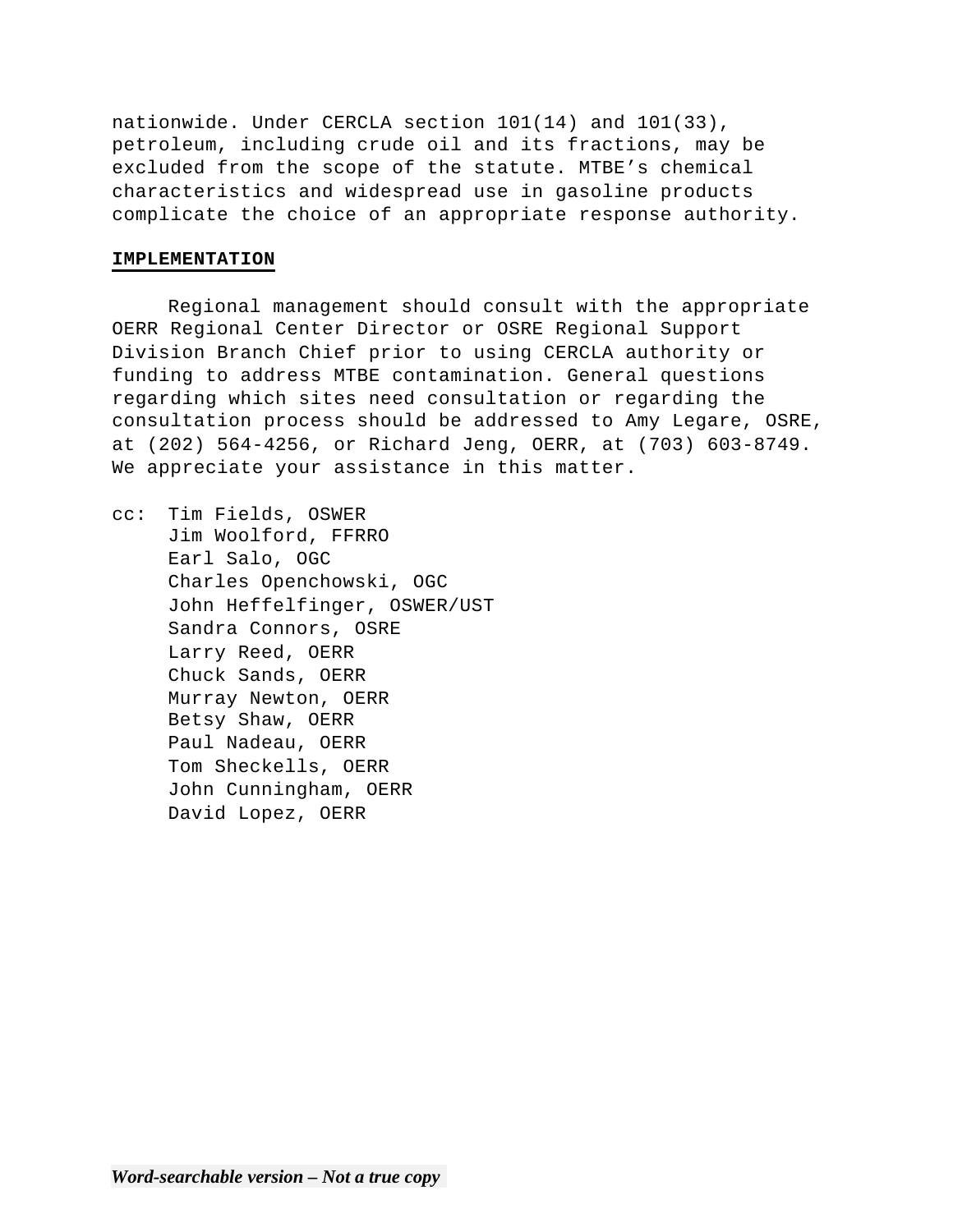nationwide. Under CERCLA section 101(14) and 101(33), petroleum, including crude oil and its fractions, may be excluded from the scope of the statute. MTBE's chemical characteristics and widespread use in gasoline products complicate the choice of an appropriate response authority.

**IMPLEMENTATION**

Regional management should consult with the appropriate OERR Regional Center Director or OSRE Regional Support Division Branch Chief prior to using CERCLA authority or funding to address MTBE contamination. General questions regarding which sites need consultation or regarding the consultation process should be addressed to Amy Legare, OSRE, at (202) 564-4256, or Richard Jeng, OERR, at (703) 603-8749. We appreciate your assistance in this matter.

cc: Tim Fields, OSWER
Jim Woolford, FFRRO
Earl Salo, OGC
Charles Openchowski, OGC
John Heffelfinger, OSWER/UST
Sandra Connors, OSRE
Larry Reed, OERR
Chuck Sands, OERR
Murray Newton, OERR
Betsy Shaw, OERR
Paul Nadeau, OERR
Tom Sheckells, OERR
John Cunningham, OERR
David Lopez, OERR

***Word-searchable version – Not a true copy***